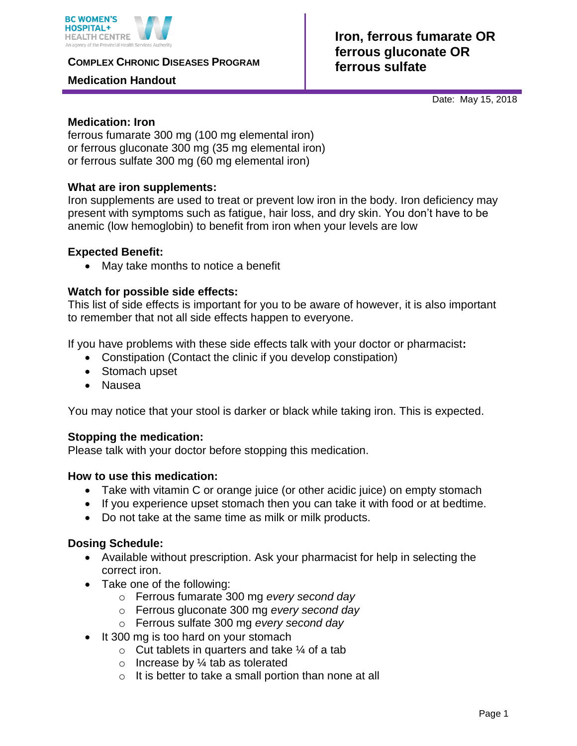BC WOMEN'S HOSPITAL+ HEALTH CENTRE
An agency of the Provincial Health Services Authority

**COMPLEX CHRONIC DISEASES PROGRAM**

**Medication Handout**

# Iron, ferrous fumarate OR ferrous gluconate OR ferrous sulfate

Date: May 15, 2018

**Medication: Iron**
ferrous fumarate 300 mg (100 mg elemental iron)
or ferrous gluconate 300 mg (35 mg elemental iron)
or ferrous sulfate 300 mg (60 mg elemental iron)

**What are iron supplements:**
Iron supplements are used to treat or prevent low iron in the body. Iron deficiency may present with symptoms such as fatigue, hair loss, and dry skin. You don't have to be anemic (low hemoglobin) to benefit from iron when your levels are low

**Expected Benefit:**

- May take months to notice a benefit

**Watch for possible side effects:**
This list of side effects is important for you to be aware of however, it is also important to remember that not all side effects happen to everyone.

If you have problems with these side effects talk with your doctor or pharmacist**:**

- Constipation (Contact the clinic if you develop constipation)
- Stomach upset
- Nausea

You may notice that your stool is darker or black while taking iron. This is expected.

**Stopping the medication:**
Please talk with your doctor before stopping this medication.

**How to use this medication:**

- Take with vitamin C or orange juice (or other acidic juice) on empty stomach
- If you experience upset stomach then you can take it with food or at bedtime.
- Do not take at the same time as milk or milk products.

**Dosing Schedule:**

- Available without prescription. Ask your pharmacist for help in selecting the correct iron.
- Take one of the following:
  - Ferrous fumarate 300 mg *every second day*
  - Ferrous gluconate 300 mg *every second day*
  - Ferrous sulfate 300 mg *every second day*
- It 300 mg is too hard on your stomach
  - Cut tablets in quarters and take ¼ of a tab
  - Increase by ¼ tab as tolerated
  - It is better to take a small portion than none at all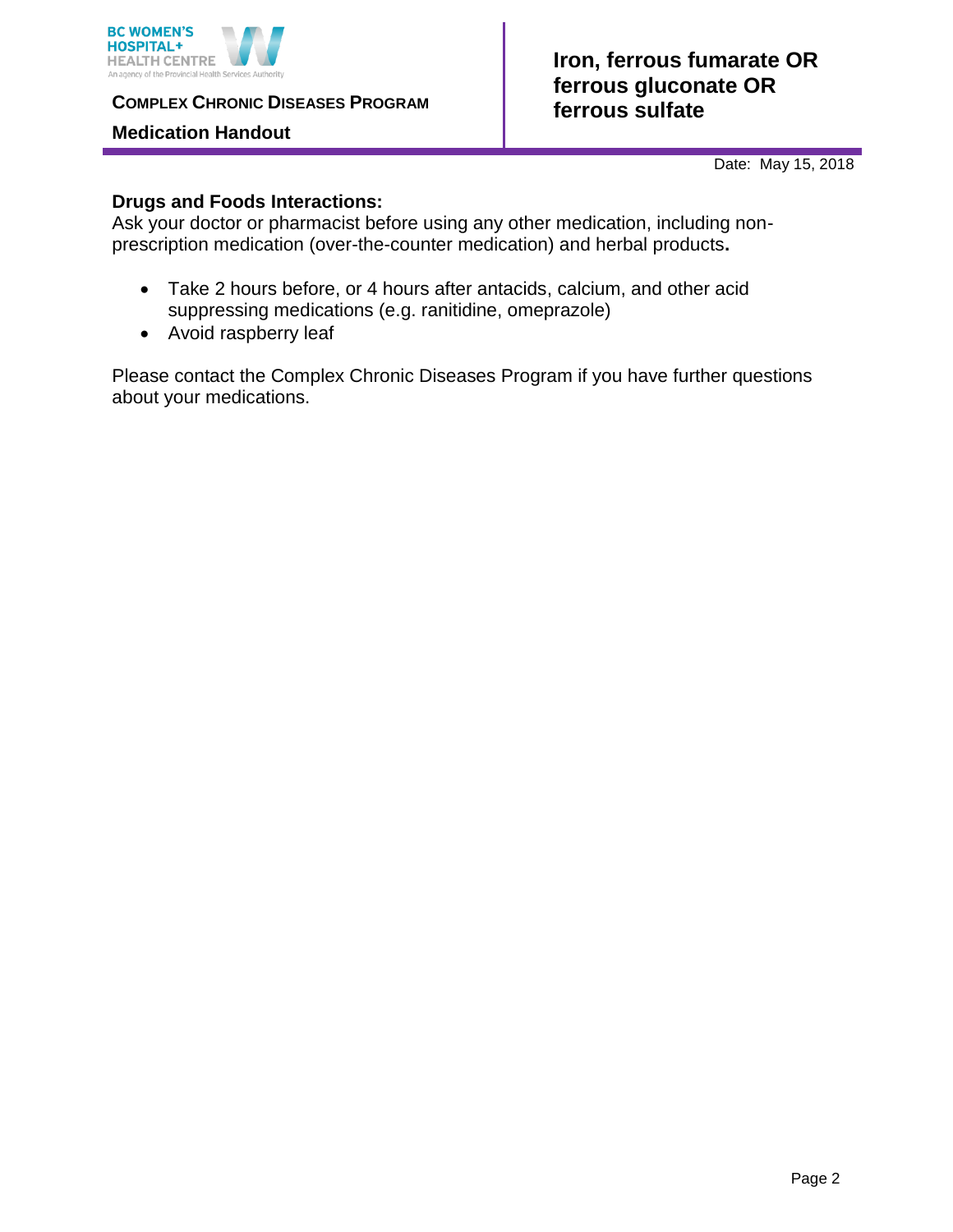**BC WOMEN'S HOSPITAL+ HEALTH CENTRE**
An agency of the Provincial Health Services Authority

**COMPLEX CHRONIC DISEASES PROGRAM**

**Medication Handout**

# Iron, ferrous fumarate OR ferrous gluconate OR ferrous sulfate

Date: May 15, 2018

## Drugs and Foods Interactions:

Ask your doctor or pharmacist before using any other medication, including non-prescription medication (over-the-counter medication) and herbal products**.**

- Take 2 hours before, or 4 hours after antacids, calcium, and other acid suppressing medications (e.g. ranitidine, omeprazole)
- Avoid raspberry leaf

Please contact the Complex Chronic Diseases Program if you have further questions about your medications.